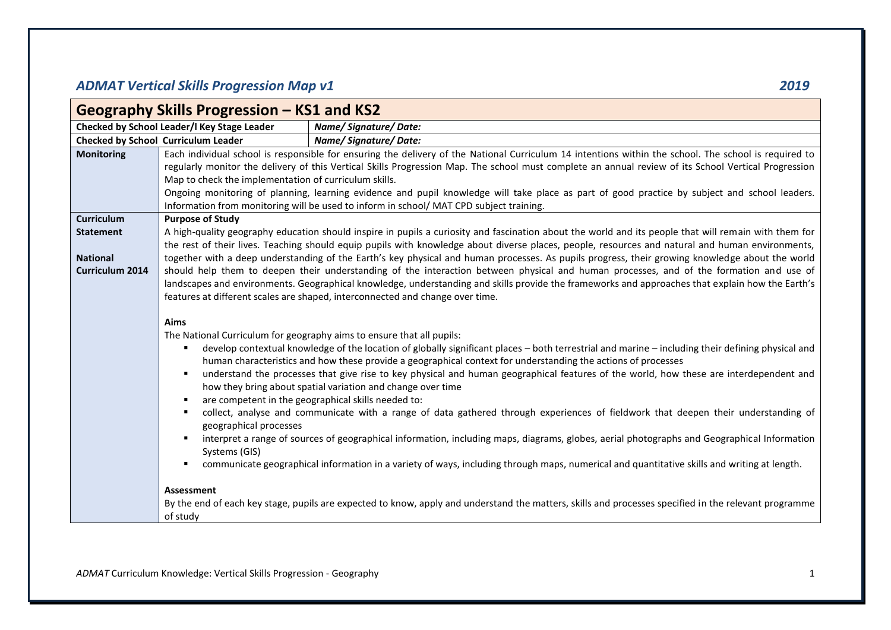*ADMAT Vertical Skills Progression Map v1* *2019*

## Geography Skills Progression – KS1 and KS2

| Checked by School Leader/l Key Stage Leader | *Name/ Signature/ Date:* |
|---|---|
| Checked by School Curriculum Leader | *Name/ Signature/ Date:* |

| | |
|---|---|
| **Monitoring** | Each individual school is responsible for ensuring the delivery of the National Curriculum 14 intentions within the school. The school is required to regularly monitor the delivery of this Vertical Skills Progression Map. The school must complete an annual review of its School Vertical Progression Map to check the implementation of curriculum skills.<br>Ongoing monitoring of planning, learning evidence and pupil knowledge will take place as part of good practice by subject and school leaders. Information from monitoring will be used to inform in school/ MAT CPD subject training. |
| **Curriculum Statement**<br><br>**National Curriculum 2014** | **Purpose of Study**<br>A high-quality geography education should inspire in pupils a curiosity and fascination about the world and its people that will remain with them for the rest of their lives. Teaching should equip pupils with knowledge about diverse places, people, resources and natural and human environments, together with a deep understanding of the Earth's key physical and human processes. As pupils progress, their growing knowledge about the world should help them to deepen their understanding of the interaction between physical and human processes, and of the formation and use of landscapes and environments. Geographical knowledge, understanding and skills provide the frameworks and approaches that explain how the Earth's features at different scales are shaped, interconnected and change over time.<br><br>**Aims**<br>The National Curriculum for geography aims to ensure that all pupils:<br>▪ develop contextual knowledge of the location of globally significant places – both terrestrial and marine – including their defining physical and human characteristics and how these provide a geographical context for understanding the actions of processes<br>▪ understand the processes that give rise to key physical and human geographical features of the world, how these are interdependent and how they bring about spatial variation and change over time<br>▪ are competent in the geographical skills needed to:<br>▪ collect, analyse and communicate with a range of data gathered through experiences of fieldwork that deepen their understanding of geographical processes<br>▪ interpret a range of sources of geographical information, including maps, diagrams, globes, aerial photographs and Geographical Information Systems (GIS)<br>▪ communicate geographical information in a variety of ways, including through maps, numerical and quantitative skills and writing at length.<br><br>**Assessment**<br>By the end of each key stage, pupils are expected to know, apply and understand the matters, skills and processes specified in the relevant programme of study |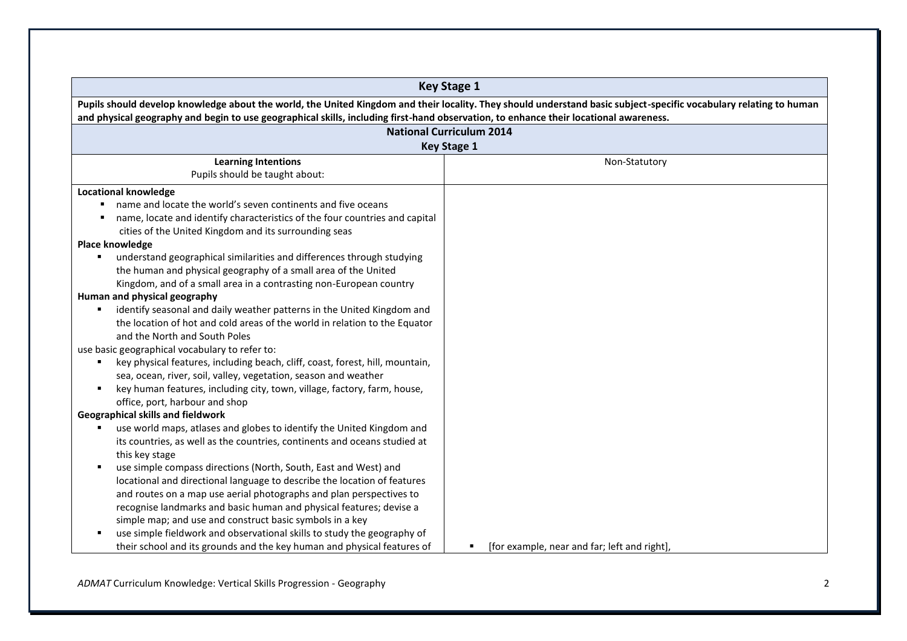| Key Stage 1 | |
|---|---|
| **Pupils should develop knowledge about the world, the United Kingdom and their locality. They should understand basic subject-specific vocabulary relating to human and physical geography and begin to use geographical skills, including first-hand observation, to enhance their locational awareness.** | |
| **National Curriculum 2014**<br>**Key Stage 1** | |
| **Learning Intentions**<br>Pupils should be taught about: | Non-Statutory |
| **Locational knowledge**<br>▪ name and locate the world's seven continents and five oceans<br>▪ name, locate and identify characteristics of the four countries and capital cities of the United Kingdom and its surrounding seas<br>**Place knowledge**<br>▪ understand geographical similarities and differences through studying the human and physical geography of a small area of the United Kingdom, and of a small area in a contrasting non-European country<br>**Human and physical geography**<br>▪ identify seasonal and daily weather patterns in the United Kingdom and the location of hot and cold areas of the world in relation to the Equator and the North and South Poles<br>use basic geographical vocabulary to refer to:<br>▪ key physical features, including beach, cliff, coast, forest, hill, mountain, sea, ocean, river, soil, valley, vegetation, season and weather<br>▪ key human features, including city, town, village, factory, farm, house, office, port, harbour and shop<br>**Geographical skills and fieldwork**<br>▪ use world maps, atlases and globes to identify the United Kingdom and its countries, as well as the countries, continents and oceans studied at this key stage<br>▪ use simple compass directions (North, South, East and West) and locational and directional language to describe the location of features and routes on a map use aerial photographs and plan perspectives to recognise landmarks and basic human and physical features; devise a simple map; and use and construct basic symbols in a key<br>▪ use simple fieldwork and observational skills to study the geography of their school and its grounds and the key human and physical features of | ▪ [for example, near and far; left and right], |

*ADMAT* Curriculum Knowledge: Vertical Skills Progression - Geography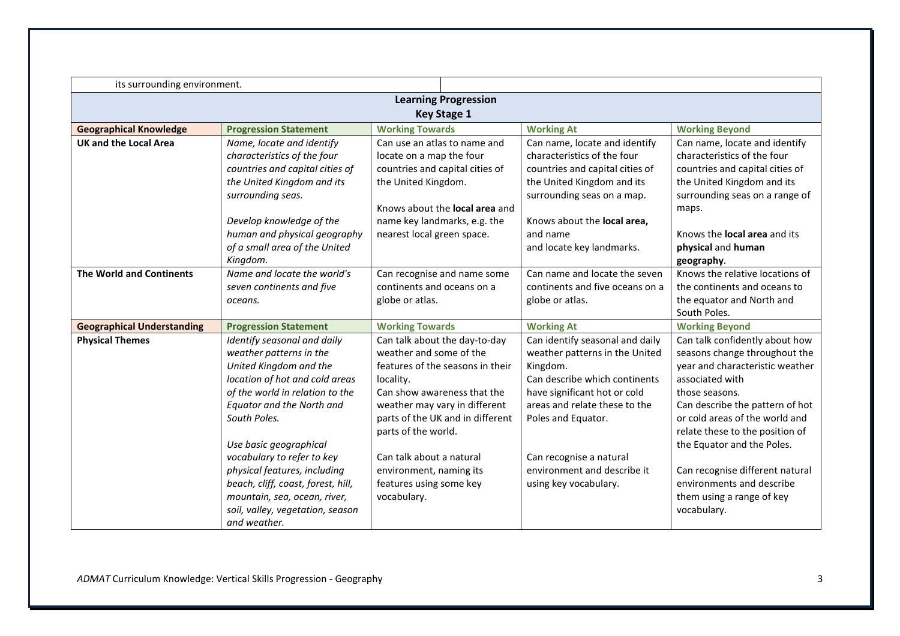| its surrounding environment. | | | | |
|---|---|---|---|---|

| **Learning Progression Key Stage 1** | | | | |
|---|---|---|---|---|
| **Geographical Knowledge** | **Progression Statement** | **Working Towards** | **Working At** | **Working Beyond** |
| **UK and the Local Area** | *Name, locate and identify characteristics of the four countries and capital cities of the United Kingdom and its surrounding seas.*<br><br>*Develop knowledge of the human and physical geography of a small area of the United Kingdom.* | Can use an atlas to name and locate on a map the four countries and capital cities of the United Kingdom.<br><br>Knows about the **local area** and name key landmarks, e.g. the nearest local green space. | Can name, locate and identify characteristics of the four countries and capital cities of the United Kingdom and its surrounding seas on a map.<br><br>Knows about the **local area,** and name and locate key landmarks. | Can name, locate and identify characteristics of the four countries and capital cities of the United Kingdom and its surrounding seas on a range of maps.<br><br>Knows the **local area** and its **physical** and **human geography**. |
| **The World and Continents** | *Name and locate the world's seven continents and five oceans.* | Can recognise and name some continents and oceans on a globe or atlas. | Can name and locate the seven continents and five oceans on a globe or atlas. | Knows the relative locations of the continents and oceans to the equator and North and South Poles. |
| **Geographical Understanding** | **Progression Statement** | **Working Towards** | **Working At** | **Working Beyond** |
| **Physical Themes** | *Identify seasonal and daily weather patterns in the United Kingdom and the location of hot and cold areas of the world in relation to the Equator and the North and South Poles.*<br><br>*Use basic geographical vocabulary to refer to key physical features, including beach, cliff, coast, forest, hill, mountain, sea, ocean, river, soil, valley, vegetation, season and weather.* | Can talk about the day-to-day weather and some of the features of the seasons in their locality.<br>Can show awareness that the weather may vary in different parts of the UK and in different parts of the world.<br><br>Can talk about a natural environment, naming its features using some key vocabulary. | Can identify seasonal and daily weather patterns in the United Kingdom.<br>Can describe which continents have significant hot or cold areas and relate these to the Poles and Equator.<br><br>Can recognise a natural environment and describe it using key vocabulary. | Can talk confidently about how seasons change throughout the year and characteristic weather associated with those seasons.<br>Can describe the pattern of hot or cold areas of the world and relate these to the position of the Equator and the Poles.<br><br>Can recognise different natural environments and describe them using a range of key vocabulary. |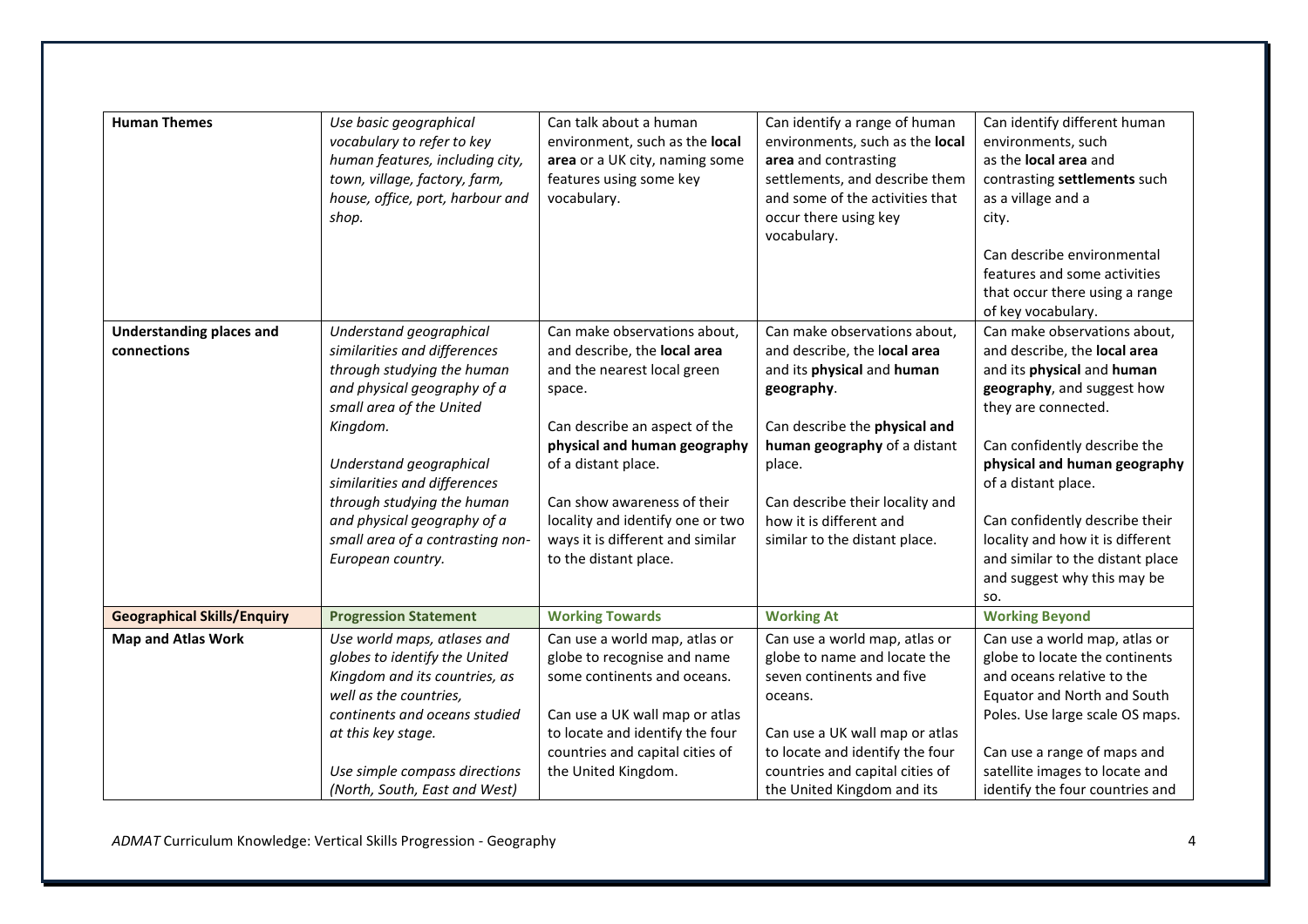| **Human Themes** | *Use basic geographical vocabulary to refer to key human features, including city, town, village, factory, farm, house, office, port, harbour and shop.* | Can talk about a human environment, such as the **local area** or a UK city, naming some features using some key vocabulary. | Can identify a range of human environments, such as the **local area** and contrasting settlements, and describe them and some of the activities that occur there using key vocabulary. | Can identify different human environments, such as the **local area** and contrasting **settlements** such as a village and a city.<br><br>Can describe environmental features and some activities that occur there using a range of key vocabulary. |
|---|---|---|---|---|
| **Understanding places and connections** | *Understand geographical similarities and differences through studying the human and physical geography of a small area of the United Kingdom.*<br><br>*Understand geographical similarities and differences through studying the human and physical geography of a small area of a contrasting non-European country.* | Can make observations about, and describe, the **local area** and the nearest local green space.<br><br>Can describe an aspect of the **physical and human geography** of a distant place.<br><br>Can show awareness of their locality and identify one or two ways it is different and similar to the distant place. | Can make observations about, and describe, the l**ocal area** and its **physical** and **human geography**.<br><br>Can describe the **physical and human geography** of a distant place.<br><br>Can describe their locality and how it is different and similar to the distant place. | Can make observations about, and describe, the **local area** and its **physical** and **human geography**, and suggest how they are connected.<br><br>Can confidently describe the **physical and human geography** of a distant place.<br><br>Can confidently describe their locality and how it is different and similar to the distant place and suggest why this may be so. |
| **Geographical Skills/Enquiry** | **Progression Statement** | **Working Towards** | **Working At** | **Working Beyond** |
| **Map and Atlas Work** | *Use world maps, atlases and globes to identify the United Kingdom and its countries, as well as the countries, continents and oceans studied at this key stage.*<br><br>*Use simple compass directions (North, South, East and West)* | Can use a world map, atlas or globe to recognise and name some continents and oceans.<br><br>Can use a UK wall map or atlas to locate and identify the four countries and capital cities of the United Kingdom. | Can use a world map, atlas or globe to name and locate the seven continents and five oceans.<br><br>Can use a UK wall map or atlas to locate and identify the four countries and capital cities of the United Kingdom and its | Can use a world map, atlas or globe to locate the continents and oceans relative to the Equator and North and South Poles. Use large scale OS maps.<br><br>Can use a range of maps and satellite images to locate and identify the four countries and |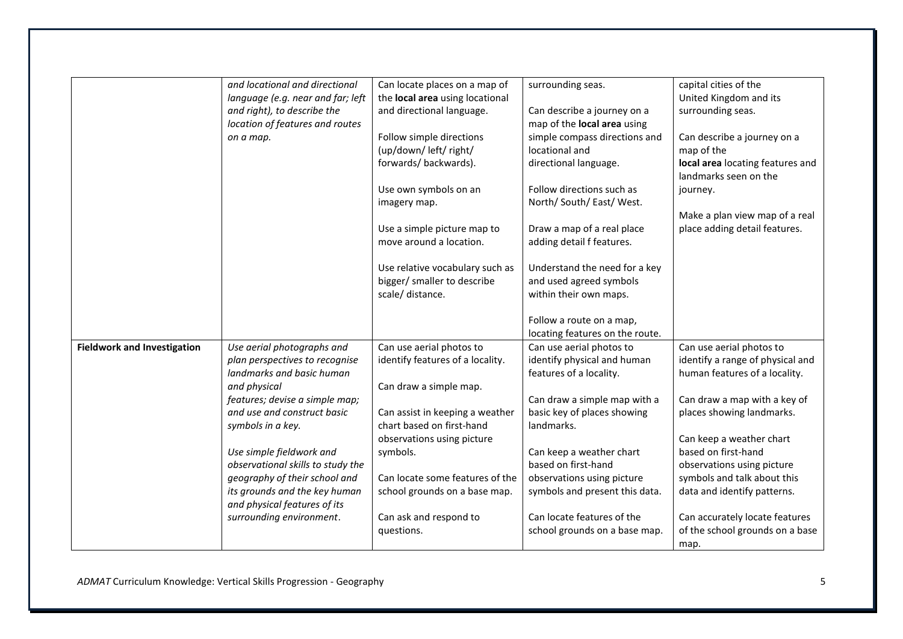| | | | | |
|---|---|---|---|---|
| | *and locational and directional language (e.g. near and far; left and right), to describe the location of features and routes on a map.* | Can locate places on a map of the **local area** using locational and directional language.<br><br>Follow simple directions (up/down/ left/ right/ forwards/ backwards).<br><br>Use own symbols on an imagery map.<br><br>Use a simple picture map to move around a location.<br><br>Use relative vocabulary such as bigger/ smaller to describe scale/ distance. | surrounding seas.<br><br>Can describe a journey on a map of the **local area** using simple compass directions and locational and directional language.<br><br>Follow directions such as North/ South/ East/ West.<br><br>Draw a map of a real place adding detail f features.<br><br>Understand the need for a key and used agreed symbols within their own maps.<br><br>Follow a route on a map, locating features on the route. | capital cities of the United Kingdom and its surrounding seas.<br><br>Can describe a journey on a map of the **local area** locating features and landmarks seen on the journey.<br><br>Make a plan view map of a real place adding detail features. |
| **Fieldwork and Investigation** | *Use aerial photographs and plan perspectives to recognise landmarks and basic human and physical features; devise a simple map; and use and construct basic symbols in a key.*<br><br>*Use simple fieldwork and observational skills to study the geography of their school and its grounds and the key human and physical features of its surrounding environment.* | Can use aerial photos to identify features of a locality.<br><br>Can draw a simple map.<br><br>Can assist in keeping a weather chart based on first-hand observations using picture symbols.<br><br>Can locate some features of the school grounds on a base map.<br><br>Can ask and respond to questions. | Can use aerial photos to identify physical and human features of a locality.<br><br>Can draw a simple map with a basic key of places showing landmarks.<br><br>Can keep a weather chart based on first-hand observations using picture symbols and present this data.<br><br>Can locate features of the school grounds on a base map. | Can use aerial photos to identify a range of physical and human features of a locality.<br><br>Can draw a map with a key of places showing landmarks.<br><br>Can keep a weather chart based on first-hand observations using picture symbols and talk about this data and identify patterns.<br><br>Can accurately locate features of the school grounds on a base map. |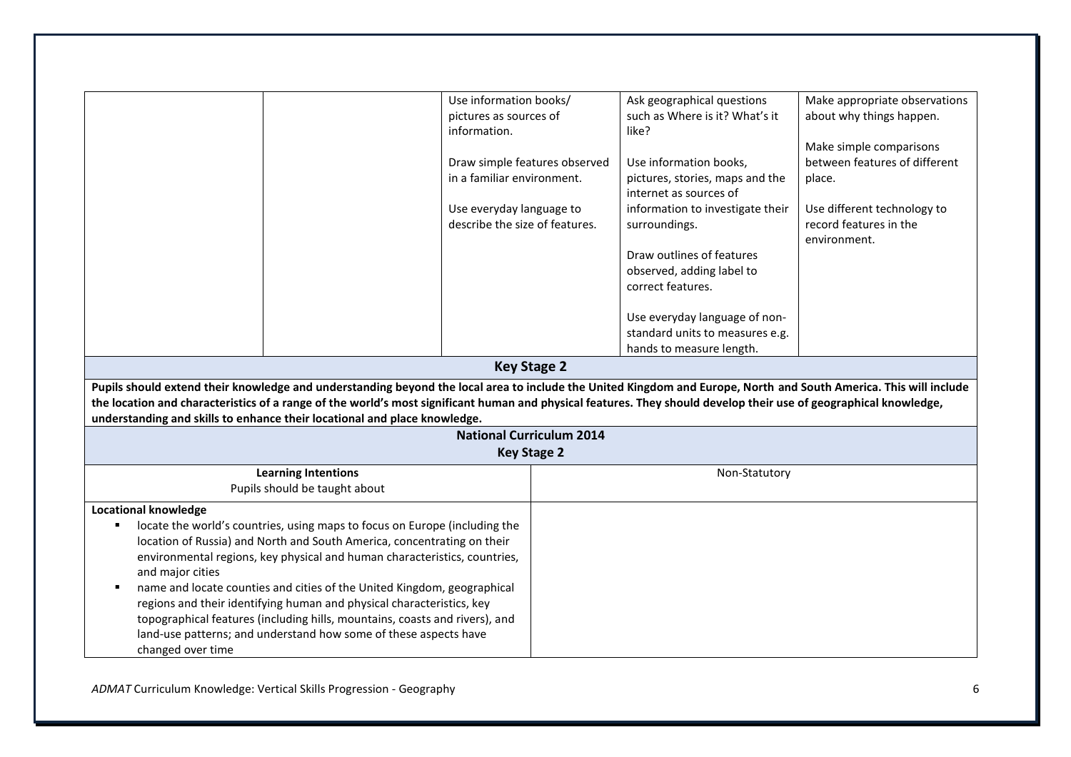| | | | | |
|---|---|---|---|---|
| | | Use information books/ pictures as sources of information.<br><br>Draw simple features observed in a familiar environment.<br><br>Use everyday language to describe the size of features. | Ask geographical questions such as Where is it? What's it like?<br><br>Use information books, pictures, stories, maps and the internet as sources of information to investigate their surroundings.<br><br>Draw outlines of features observed, adding label to correct features.<br><br>Use everyday language of non-standard units to measures e.g. hands to measure length. | Make appropriate observations about why things happen.<br><br>Make simple comparisons between features of different place.<br><br>Use different technology to record features in the environment. |

## Key Stage 2

**Pupils should extend their knowledge and understanding beyond the local area to include the United Kingdom and Europe, North and South America. This will include the location and characteristics of a range of the world's most significant human and physical features. They should develop their use of geographical knowledge, understanding and skills to enhance their locational and place knowledge.**

## National Curriculum 2014
## Key Stage 2

| **Learning Intentions**<br>Pupils should be taught about | Non-Statutory |
|---|---|
| **Locational knowledge**<br>▪ locate the world's countries, using maps to focus on Europe (including the location of Russia) and North and South America, concentrating on their environmental regions, key physical and human characteristics, countries, and major cities<br>▪ name and locate counties and cities of the United Kingdom, geographical regions and their identifying human and physical characteristics, key topographical features (including hills, mountains, coasts and rivers), and land-use patterns; and understand how some of these aspects have changed over time | |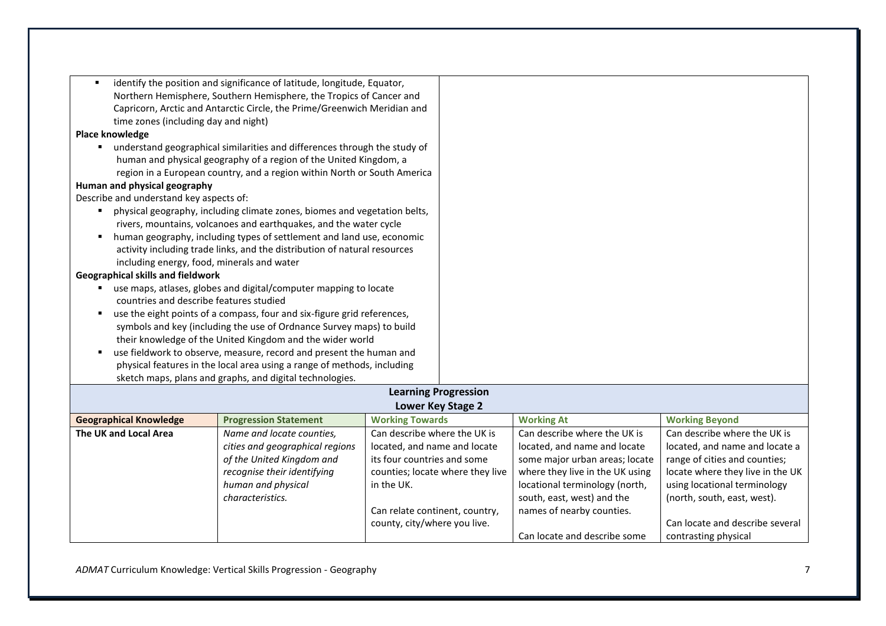- identify the position and significance of latitude, longitude, Equator, Northern Hemisphere, Southern Hemisphere, the Tropics of Cancer and Capricorn, Arctic and Antarctic Circle, the Prime/Greenwich Meridian and time zones (including day and night)

**Place knowledge**

- understand geographical similarities and differences through the study of human and physical geography of a region of the United Kingdom, a region in a European country, and a region within North or South America

**Human and physical geography**

Describe and understand key aspects of:

- physical geography, including climate zones, biomes and vegetation belts, rivers, mountains, volcanoes and earthquakes, and the water cycle
- human geography, including types of settlement and land use, economic activity including trade links, and the distribution of natural resources including energy, food, minerals and water

**Geographical skills and fieldwork**

- use maps, atlases, globes and digital/computer mapping to locate countries and describe features studied
- use the eight points of a compass, four and six-figure grid references, symbols and key (including the use of Ordnance Survey maps) to build their knowledge of the United Kingdom and the wider world
- use fieldwork to observe, measure, record and present the human and physical features in the local area using a range of methods, including sketch maps, plans and graphs, and digital technologies.

## Learning Progression
### Lower Key Stage 2

| Geographical Knowledge | Progression Statement | Working Towards | Working At | Working Beyond |
|---|---|---|---|---|
| **The UK and Local Area** | *Name and locate counties, cities and geographical regions of the United Kingdom and recognise their identifying human and physical characteristics.* | Can describe where the UK is located, and name and locate its four countries and some counties; locate where they live in the UK.<br><br>Can relate continent, country, county, city/where you live. | Can describe where the UK is located, and name and locate some major urban areas; locate where they live in the UK using locational terminology (north, south, east, west) and the names of nearby counties.<br><br>Can locate and describe some | Can describe where the UK is located, and name and locate a range of cities and counties; locate where they live in the UK using locational terminology (north, south, east, west).<br><br>Can locate and describe several contrasting physical |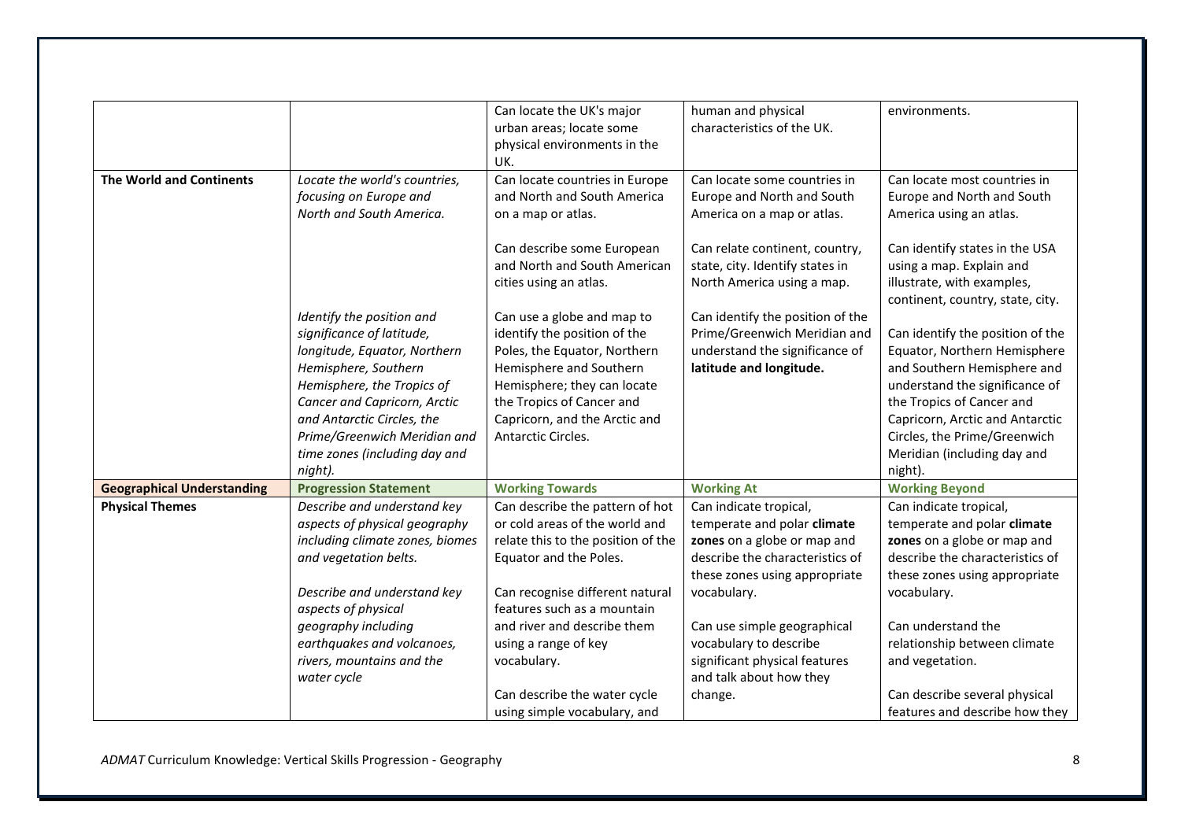| | | | | |
|---|---|---|---|---|
| | | Can locate the UK's major urban areas; locate some physical environments in the UK. | human and physical characteristics of the UK. | environments. |
| **The World and Continents** | *Locate the world's countries, focusing on Europe and North and South America.* | Can locate countries in Europe and North and South America on a map or atlas.<br><br>Can describe some European and North and South American cities using an atlas. | Can locate some countries in Europe and North and South America on a map or atlas.<br><br>Can relate continent, country, state, city. Identify states in North America using a map. | Can locate most countries in Europe and North and South America using an atlas.<br><br>Can identify states in the USA using a map. Explain and illustrate, with examples, continent, country, state, city. |
| | *Identify the position and significance of latitude, longitude, Equator, Northern Hemisphere, Southern Hemisphere, the Tropics of Cancer and Capricorn, Arctic and Antarctic Circles, the Prime/Greenwich Meridian and time zones (including day and night).* | Can use a globe and map to identify the position of the Poles, the Equator, Northern Hemisphere and Southern Hemisphere; they can locate the Tropics of Cancer and Capricorn, and the Arctic and Antarctic Circles. | Can identify the position of the Prime/Greenwich Meridian and understand the significance of **latitude and longitude.** | Can identify the position of the Equator, Northern Hemisphere and Southern Hemisphere and understand the significance of the Tropics of Cancer and Capricorn, Arctic and Antarctic Circles, the Prime/Greenwich Meridian (including day and night). |
| **Geographical Understanding** | **Progression Statement** | **Working Towards** | **Working At** | **Working Beyond** |
| **Physical Themes** | *Describe and understand key aspects of physical geography including climate zones, biomes and vegetation belts.*<br><br>*Describe and understand key aspects of physical geography including earthquakes and volcanoes, rivers, mountains and the water cycle* | Can describe the pattern of hot or cold areas of the world and relate this to the position of the Equator and the Poles.<br><br>Can recognise different natural features such as a mountain and river and describe them using a range of key vocabulary.<br><br>Can describe the water cycle using simple vocabulary, and | Can indicate tropical, temperate and polar **climate zones** on a globe or map and describe the characteristics of these zones using appropriate vocabulary.<br><br>Can use simple geographical vocabulary to describe significant physical features and talk about how they change. | Can indicate tropical, temperate and polar **climate zones** on a globe or map and describe the characteristics of these zones using appropriate vocabulary.<br><br>Can understand the relationship between climate and vegetation.<br><br>Can describe several physical features and describe how they |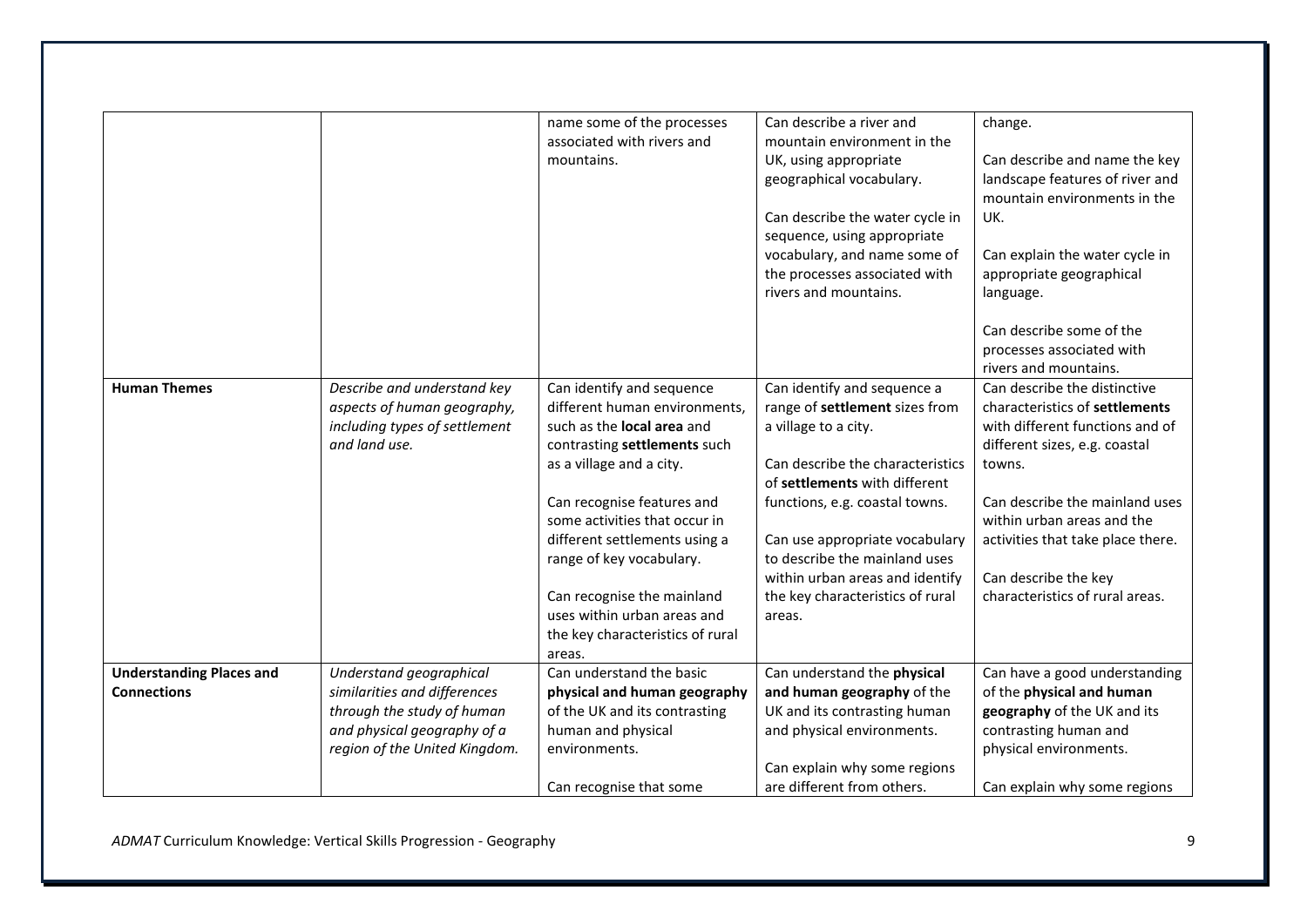| | | | | |
|---|---|---|---|---|
| | | name some of the processes associated with rivers and mountains. | Can describe a river and mountain environment in the UK, using appropriate geographical vocabulary.<br><br>Can describe the water cycle in sequence, using appropriate vocabulary, and name some of the processes associated with rivers and mountains. | change.<br><br>Can describe and name the key landscape features of river and mountain environments in the UK.<br><br>Can explain the water cycle in appropriate geographical language.<br><br>Can describe some of the processes associated with rivers and mountains. |
| **Human Themes** | *Describe and understand key aspects of human geography, including types of settlement and land use.* | Can identify and sequence different human environments, such as the **local area** and contrasting **settlements** such as a village and a city.<br><br>Can recognise features and some activities that occur in different settlements using a range of key vocabulary.<br><br>Can recognise the mainland uses within urban areas and the key characteristics of rural areas. | Can identify and sequence a range of **settlement** sizes from a village to a city.<br><br>Can describe the characteristics of **settlements** with different functions, e.g. coastal towns.<br><br>Can use appropriate vocabulary to describe the mainland uses within urban areas and identify the key characteristics of rural areas. | Can describe the distinctive characteristics of **settlements** with different functions and of different sizes, e.g. coastal towns.<br><br>Can describe the mainland uses within urban areas and the activities that take place there.<br><br>Can describe the key characteristics of rural areas. |
| **Understanding Places and Connections** | *Understand geographical similarities and differences through the study of human and physical geography of a region of the United Kingdom.* | Can understand the basic **physical and human geography** of the UK and its contrasting human and physical environments.<br><br>Can recognise that some | Can understand the **physical and human geography** of the UK and its contrasting human and physical environments.<br><br>Can explain why some regions are different from others. | Can have a good understanding of the **physical and human geography** of the UK and its contrasting human and physical environments.<br><br>Can explain why some regions |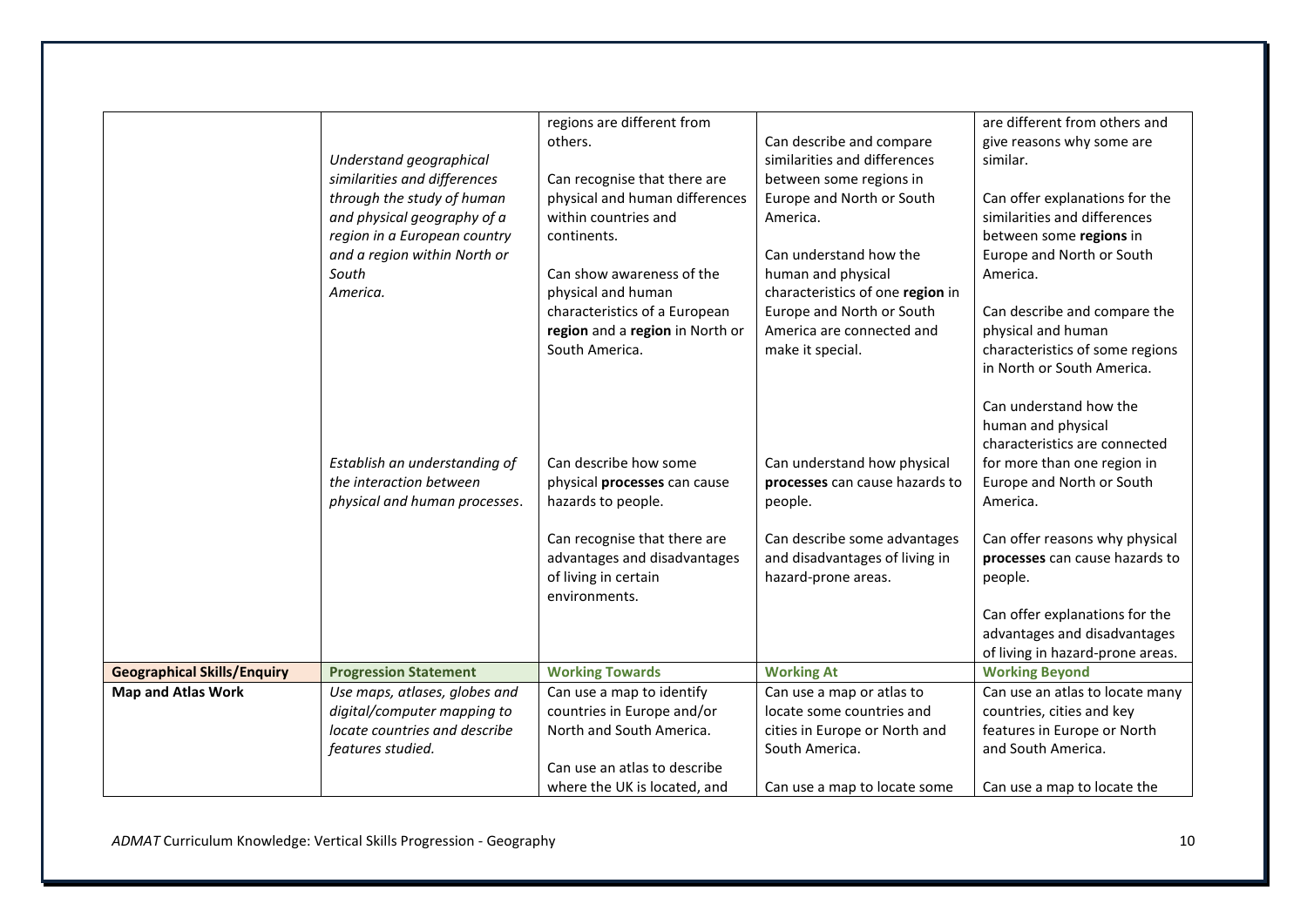|  |  |  |  |  |
|---|---|---|---|---|
|  | *Understand geographical similarities and differences through the study of human and physical geography of a region in a European country and a region within North or South America.* | regions are different from others.<br><br>Can recognise that there are physical and human differences within countries and continents.<br><br>Can show awareness of the physical and human characteristics of a European **region** and a **region** in North or South America. | Can describe and compare similarities and differences between some regions in Europe and North or South America.<br><br>Can understand how the human and physical characteristics of one **region** in Europe and North or South America are connected and make it special. | are different from others and give reasons why some are similar.<br><br>Can offer explanations for the similarities and differences between some **regions** in Europe and North or South America.<br><br>Can describe and compare the physical and human characteristics of some regions in North or South America.<br><br>Can understand how the human and physical characteristics are connected for more than one region in Europe and North or South America. |
|  | *Establish an understanding of the interaction between physical and human processes.* | Can describe how some physical **processes** can cause hazards to people.<br><br>Can recognise that there are advantages and disadvantages of living in certain environments. | Can understand how physical **processes** can cause hazards to people.<br><br>Can describe some advantages and disadvantages of living in hazard-prone areas. | Can offer reasons why physical **processes** can cause hazards to people.<br><br>Can offer explanations for the advantages and disadvantages of living in hazard-prone areas. |
| **Geographical Skills/Enquiry** | **Progression Statement** | **Working Towards** | **Working At** | **Working Beyond** |
| **Map and Atlas Work** | *Use maps, atlases, globes and digital/computer mapping to locate countries and describe features studied.* | Can use a map to identify countries in Europe and/or North and South America.<br><br>Can use an atlas to describe where the UK is located, and | Can use a map or atlas to locate some countries and cities in Europe or North and South America.<br><br>Can use a map to locate some | Can use an atlas to locate many countries, cities and key features in Europe or North and South America.<br><br>Can use a map to locate the |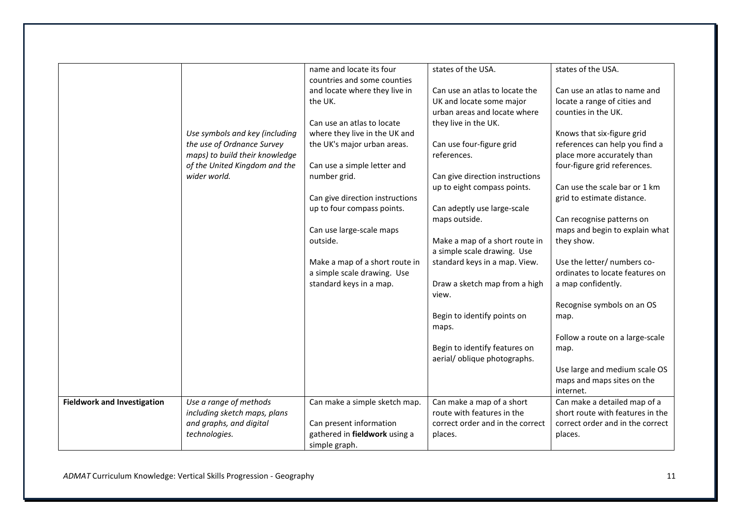| | | | | |
|---|---|---|---|---|
| | *Use symbols and key (including the use of Ordnance Survey maps) to build their knowledge of the United Kingdom and the wider world.* | name and locate its four countries and some counties and locate where they live in the UK.<br><br>Can use an atlas to locate where they live in the UK and the UK's major urban areas.<br><br>Can use a simple letter and number grid.<br><br>Can give direction instructions up to four compass points.<br><br>Can use large-scale maps outside.<br><br>Make a map of a short route in a simple scale drawing. Use standard keys in a map. | states of the USA.<br><br>Can use an atlas to locate the UK and locate some major urban areas and locate where they live in the UK.<br><br>Can use four-figure grid references.<br><br>Can give direction instructions up to eight compass points.<br><br>Can adeptly use large-scale maps outside.<br><br>Make a map of a short route in a simple scale drawing. Use standard keys in a map. View.<br><br>Draw a sketch map from a high view.<br><br>Begin to identify points on maps.<br><br>Begin to identify features on aerial/ oblique photographs. | states of the USA.<br><br>Can use an atlas to name and locate a range of cities and counties in the UK.<br><br>Knows that six-figure grid references can help you find a place more accurately than four-figure grid references.<br><br>Can use the scale bar or 1 km grid to estimate distance.<br><br>Can recognise patterns on maps and begin to explain what they show.<br><br>Use the letter/ numbers co-ordinates to locate features on a map confidently.<br><br>Recognise symbols on an OS map.<br><br>Follow a route on a large-scale map.<br><br>Use large and medium scale OS maps and maps sites on the internet. |
| **Fieldwork and Investigation** | *Use a range of methods including sketch maps, plans and graphs, and digital technologies.* | Can make a simple sketch map.<br><br>Can present information gathered in **fieldwork** using a simple graph. | Can make a map of a short route with features in the correct order and in the correct places. | Can make a detailed map of a short route with features in the correct order and in the correct places. |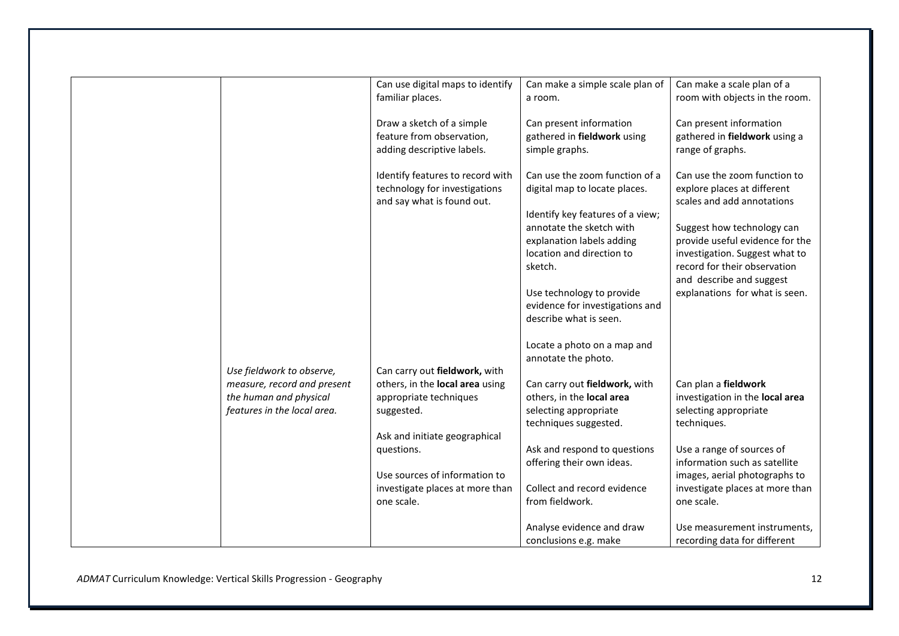| | | | | |
|---|---|---|---|---|
| | | Can use digital maps to identify familiar places.<br><br>Draw a sketch of a simple feature from observation, adding descriptive labels.<br><br>Identify features to record with technology for investigations and say what is found out. | Can make a simple scale plan of a room.<br><br>Can present information gathered in **fieldwork** using simple graphs.<br><br>Can use the zoom function of a digital map to locate places.<br><br>Identify key features of a view; annotate the sketch with explanation labels adding location and direction to sketch.<br><br>Use technology to provide evidence for investigations and describe what is seen.<br><br>Locate a photo on a map and annotate the photo. | Can make a scale plan of a room with objects in the room.<br><br>Can present information gathered in **fieldwork** using a range of graphs.<br><br>Can use the zoom function to explore places at different scales and add annotations<br><br>Suggest how technology can provide useful evidence for the investigation. Suggest what to record for their observation and describe and suggest explanations for what is seen. |
| | *Use fieldwork to observe, measure, record and present the human and physical features in the local area.* | Can carry out **fieldwork,** with others, in the **local area** using appropriate techniques suggested.<br><br>Ask and initiate geographical questions.<br><br>Use sources of information to investigate places at more than one scale. | Can carry out **fieldwork,** with others, in the **local area** selecting appropriate techniques suggested.<br><br>Ask and respond to questions offering their own ideas.<br><br>Collect and record evidence from fieldwork.<br><br>Analyse evidence and draw conclusions e.g. make | Can plan a **fieldwork** investigation in the **local area** selecting appropriate techniques.<br><br>Use a range of sources of information such as satellite images, aerial photographs to investigate places at more than one scale.<br><br>Use measurement instruments, recording data for different |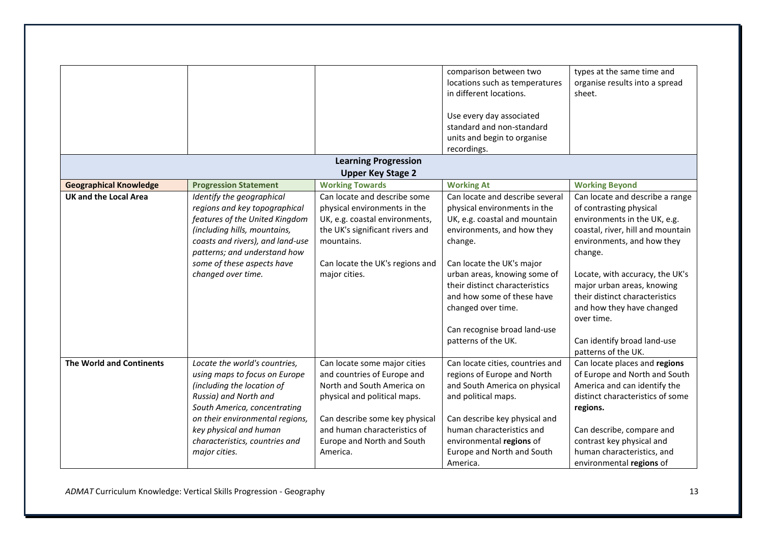| | | | | |
|---|---|---|---|---|
| | | | comparison between two locations such as temperatures in different locations.<br><br>Use every day associated standard and non-standard units and begin to organise recordings. | types at the same time and organise results into a spread sheet. |

## Learning Progression
### Upper Key Stage 2

| Geographical Knowledge | Progression Statement | Working Towards | Working At | Working Beyond |
|---|---|---|---|---|
| **UK and the Local Area** | *Identify the geographical regions and key topographical features of the United Kingdom (including hills, mountains, coasts and rivers), and land-use patterns; and understand how some of these aspects have changed over time.* | Can locate and describe some physical environments in the UK, e.g. coastal environments, the UK's significant rivers and mountains.<br><br>Can locate the UK's regions and major cities. | Can locate and describe several physical environments in the UK, e.g. coastal and mountain environments, and how they change.<br><br>Can locate the UK's major urban areas, knowing some of their distinct characteristics and how some of these have changed over time.<br><br>Can recognise broad land-use patterns of the UK. | Can locate and describe a range of contrasting physical environments in the UK, e.g. coastal, river, hill and mountain environments, and how they change.<br><br>Locate, with accuracy, the UK's major urban areas, knowing their distinct characteristics and how they have changed over time.<br><br>Can identify broad land-use patterns of the UK. |
| **The World and Continents** | *Locate the world's countries, using maps to focus on Europe (including the location of Russia) and North and South America, concentrating on their environmental regions, key physical and human characteristics, countries and major cities.* | Can locate some major cities and countries of Europe and North and South America on physical and political maps.<br><br>Can describe some key physical and human characteristics of Europe and North and South America. | Can locate cities, countries and regions of Europe and North and South America on physical and political maps.<br><br>Can describe key physical and human characteristics and environmental **regions** of Europe and North and South America. | Can locate places and **regions** of Europe and North and South America and can identify the distinct characteristics of some **regions.**<br><br>Can describe, compare and contrast key physical and human characteristics, and environmental **regions** of |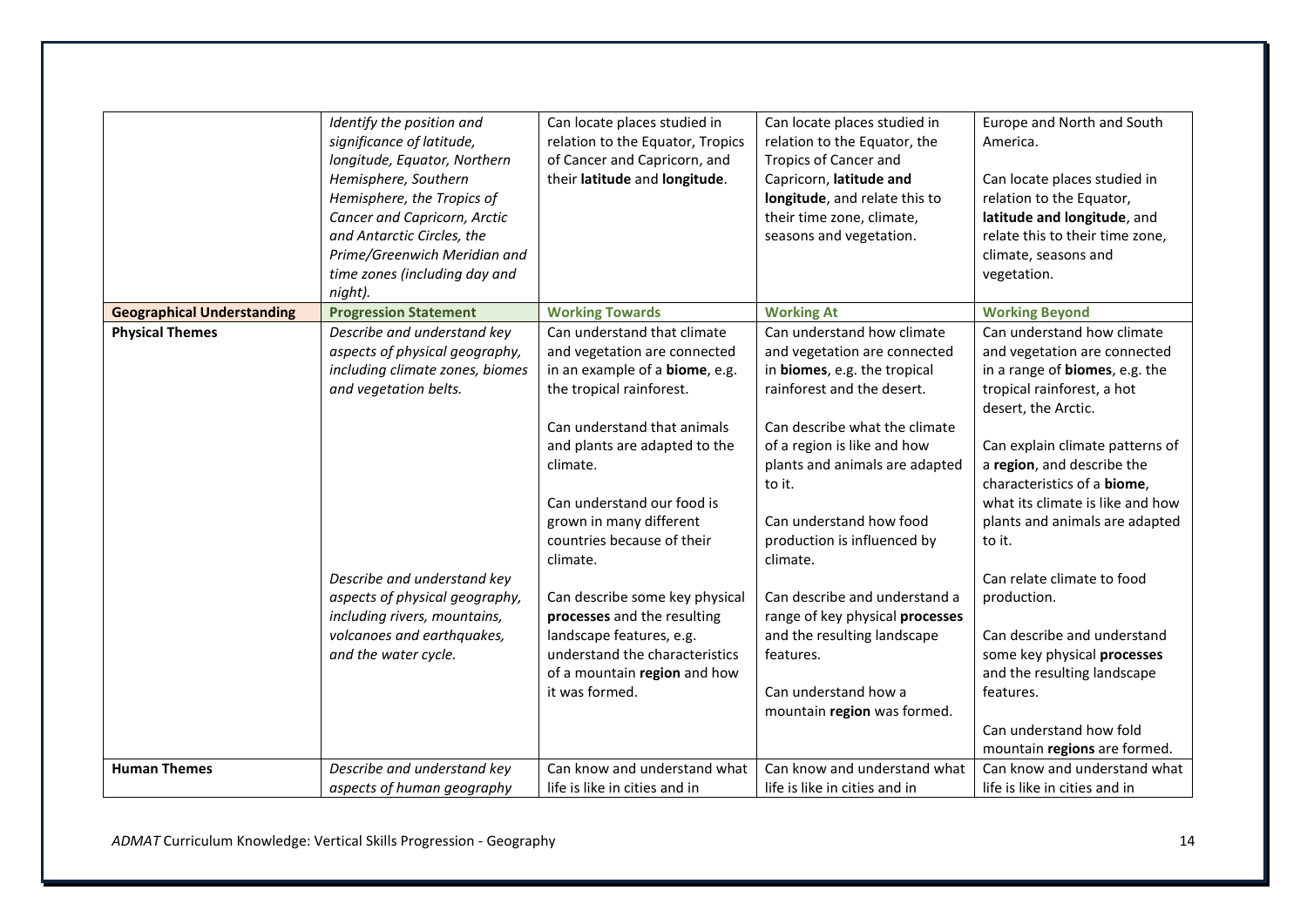|  |  |  |  |  |
|---|---|---|---|---|
|  | *Identify the position and significance of latitude, longitude, Equator, Northern Hemisphere, Southern Hemisphere, the Tropics of Cancer and Capricorn, Arctic and Antarctic Circles, the Prime/Greenwich Meridian and time zones (including day and night).* | Can locate places studied in relation to the Equator, Tropics of Cancer and Capricorn, and their **latitude** and **longitude**. | Can locate places studied in relation to the Equator, the Tropics of Cancer and Capricorn, **latitude and longitude**, and relate this to their time zone, climate, seasons and vegetation. | Europe and North and South America.<br><br>Can locate places studied in relation to the Equator, **latitude and longitude**, and relate this to their time zone, climate, seasons and vegetation. |
| **Geographical Understanding** | **Progression Statement** | **Working Towards** | **Working At** | **Working Beyond** |
| **Physical Themes** | *Describe and understand key aspects of physical geography, including climate zones, biomes and vegetation belts.*<br><br>*Describe and understand key aspects of physical geography, including rivers, mountains, volcanoes and earthquakes, and the water cycle.* | Can understand that climate and vegetation are connected in an example of a **biome**, e.g. the tropical rainforest.<br><br>Can understand that animals and plants are adapted to the climate.<br><br>Can understand our food is grown in many different countries because of their climate.<br><br>Can describe some key physical **processes** and the resulting landscape features, e.g. understand the characteristics of a mountain **region** and how it was formed. | Can understand how climate and vegetation are connected in **biomes**, e.g. the tropical rainforest and the desert.<br><br>Can describe what the climate of a region is like and how plants and animals are adapted to it.<br><br>Can understand how food production is influenced by climate.<br><br>Can describe and understand a range of key physical **processes** and the resulting landscape features.<br><br>Can understand how a mountain **region** was formed. | Can understand how climate and vegetation are connected in a range of **biomes**, e.g. the tropical rainforest, a hot desert, the Arctic.<br><br>Can explain climate patterns of a **region**, and describe the characteristics of a **biome**, what its climate is like and how plants and animals are adapted to it.<br><br>Can relate climate to food production.<br><br>Can describe and understand some key physical **processes** and the resulting landscape features.<br><br>Can understand how fold mountain **regions** are formed. |
| **Human Themes** | *Describe and understand key aspects of human geography* | Can know and understand what life is like in cities and in | Can know and understand what life is like in cities and in | Can know and understand what life is like in cities and in |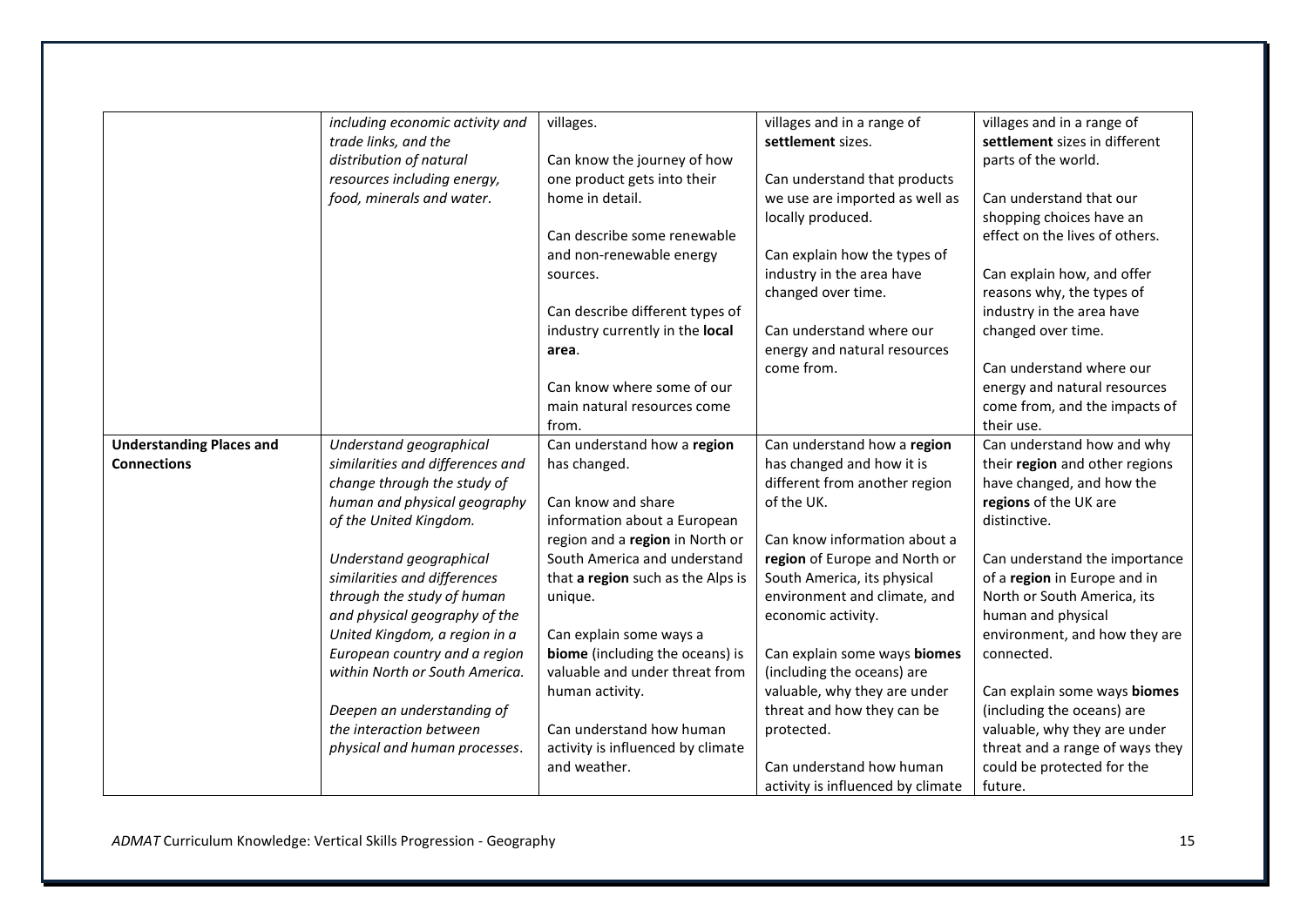| | | | | |
|---|---|---|---|---|
| | *including economic activity and trade links, and the distribution of natural resources including energy, food, minerals and water.* | villages.<br><br>Can know the journey of how one product gets into their home in detail.<br><br>Can describe some renewable and non-renewable energy sources.<br><br>Can describe different types of industry currently in the **local area**.<br><br>Can know where some of our main natural resources come from. | villages and in a range of **settlement** sizes.<br><br>Can understand that products we use are imported as well as locally produced.<br><br>Can explain how the types of industry in the area have changed over time.<br><br>Can understand where our energy and natural resources come from. | villages and in a range of **settlement** sizes in different parts of the world.<br><br>Can understand that our shopping choices have an effect on the lives of others.<br><br>Can explain how, and offer reasons why, the types of industry in the area have changed over time.<br><br>Can understand where our energy and natural resources come from, and the impacts of their use. |
| **Understanding Places and Connections** | *Understand geographical similarities and differences and change through the study of human and physical geography of the United Kingdom.*<br><br>*Understand geographical similarities and differences through the study of human and physical geography of the United Kingdom, a region in a European country and a region within North or South America.*<br><br>*Deepen an understanding of the interaction between physical and human processes.* | Can understand how a **region** has changed.<br><br>Can know and share information about a European region and a **region** in North or South America and understand that **a region** such as the Alps is unique.<br><br>Can explain some ways a **biome** (including the oceans) is valuable and under threat from human activity.<br><br>Can understand how human activity is influenced by climate and weather. | Can understand how a **region** has changed and how it is different from another region of the UK.<br><br>Can know information about a **region** of Europe and North or South America, its physical environment and climate, and economic activity.<br><br>Can explain some ways **biomes** (including the oceans) are valuable, why they are under threat and how they can be protected.<br><br>Can understand how human activity is influenced by climate | Can understand how and why their **region** and other regions have changed, and how the **regions** of the UK are distinctive.<br><br>Can understand the importance of a **region** in Europe and in North or South America, its human and physical environment, and how they are connected.<br><br>Can explain some ways **biomes** (including the oceans) are valuable, why they are under threat and a range of ways they could be protected for the future. |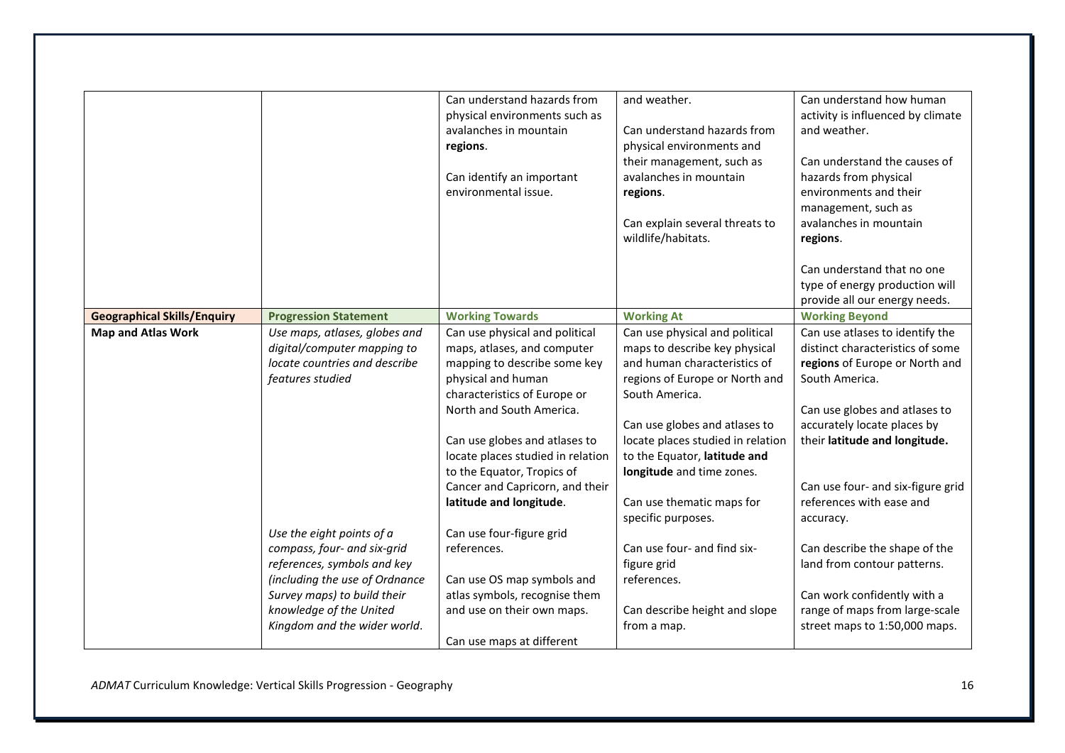| | | | | |
|---|---|---|---|---|
| | | Can understand hazards from physical environments such as avalanches in mountain **regions**.<br><br>Can identify an important environmental issue. | and weather.<br><br>Can understand hazards from physical environments and their management, such as avalanches in mountain **regions**.<br><br>Can explain several threats to wildlife/habitats. | Can understand how human activity is influenced by climate and weather.<br><br>Can understand the causes of hazards from physical environments and their management, such as avalanches in mountain **regions**.<br><br>Can understand that no one type of energy production will provide all our energy needs. |
| **Geographical Skills/Enquiry** | **Progression Statement** | **Working Towards** | **Working At** | **Working Beyond** |
| **Map and Atlas Work** | *Use maps, atlases, globes and digital/computer mapping to locate countries and describe features studied*<br><br>*Use the eight points of a compass, four- and six-grid references, symbols and key (including the use of Ordnance Survey maps) to build their knowledge of the United Kingdom and the wider world.* | Can use physical and political maps, atlases, and computer mapping to describe some key physical and human characteristics of Europe or North and South America.<br><br>Can use globes and atlases to locate places studied in relation to the Equator, Tropics of Cancer and Capricorn, and their **latitude and longitude**.<br><br>Can use four-figure grid references.<br><br>Can use OS map symbols and atlas symbols, recognise them and use on their own maps.<br><br>Can use maps at different | Can use physical and political maps to describe key physical and human characteristics of regions of Europe or North and South America.<br><br>Can use globes and atlases to locate places studied in relation to the Equator, **latitude and longitude** and time zones.<br><br>Can use thematic maps for specific purposes.<br><br>Can use four- and find six-figure grid references.<br><br>Can describe height and slope from a map. | Can use atlases to identify the distinct characteristics of some **regions** of Europe or North and South America.<br><br>Can use globes and atlases to accurately locate places by their **latitude and longitude.**<br><br>Can use four- and six-figure grid references with ease and accuracy.<br><br>Can describe the shape of the land from contour patterns.<br><br>Can work confidently with a range of maps from large-scale street maps to 1:50,000 maps. |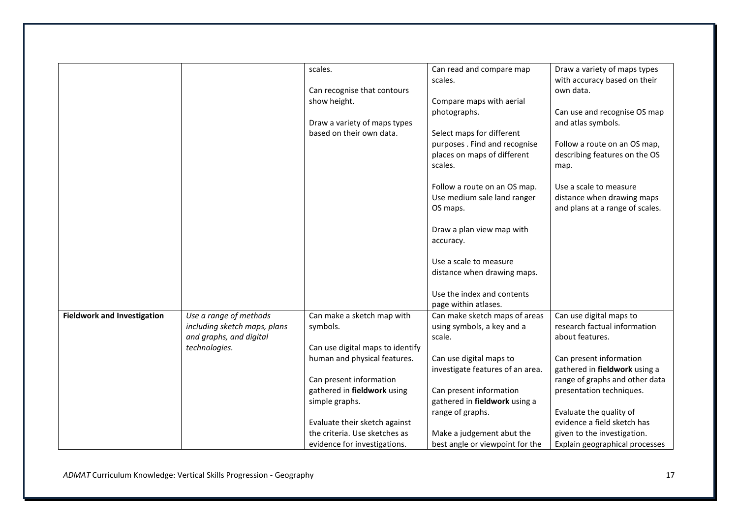|  |  |  |  |  |
|---|---|---|---|---|
|  |  | scales.<br><br>Can recognise that contours show height.<br><br>Draw a variety of maps types based on their own data. | Can read and compare map scales.<br><br>Compare maps with aerial photographs.<br><br>Select maps for different purposes . Find and recognise places on maps of different scales.<br><br>Follow a route on an OS map. Use medium sale land ranger OS maps.<br><br>Draw a plan view map with accuracy.<br><br>Use a scale to measure distance when drawing maps.<br><br>Use the index and contents page within atlases. | Draw a variety of maps types with accuracy based on their own data.<br><br>Can use and recognise OS map and atlas symbols.<br><br>Follow a route on an OS map, describing features on the OS map.<br><br>Use a scale to measure distance when drawing maps and plans at a range of scales. |
| **Fieldwork and Investigation** | *Use a range of methods including sketch maps, plans and graphs, and digital technologies.* | Can make a sketch map with symbols.<br><br>Can use digital maps to identify human and physical features.<br><br>Can present information gathered in **fieldwork** using simple graphs.<br><br>Evaluate their sketch against the criteria. Use sketches as evidence for investigations. | Can make sketch maps of areas using symbols, a key and a scale.<br><br>Can use digital maps to investigate features of an area.<br><br>Can present information gathered in **fieldwork** using a range of graphs.<br><br>Make a judgement abut the best angle or viewpoint for the | Can use digital maps to research factual information about features.<br><br>Can present information gathered in **fieldwork** using a range of graphs and other data presentation techniques.<br><br>Evaluate the quality of evidence a field sketch has given to the investigation. Explain geographical processes |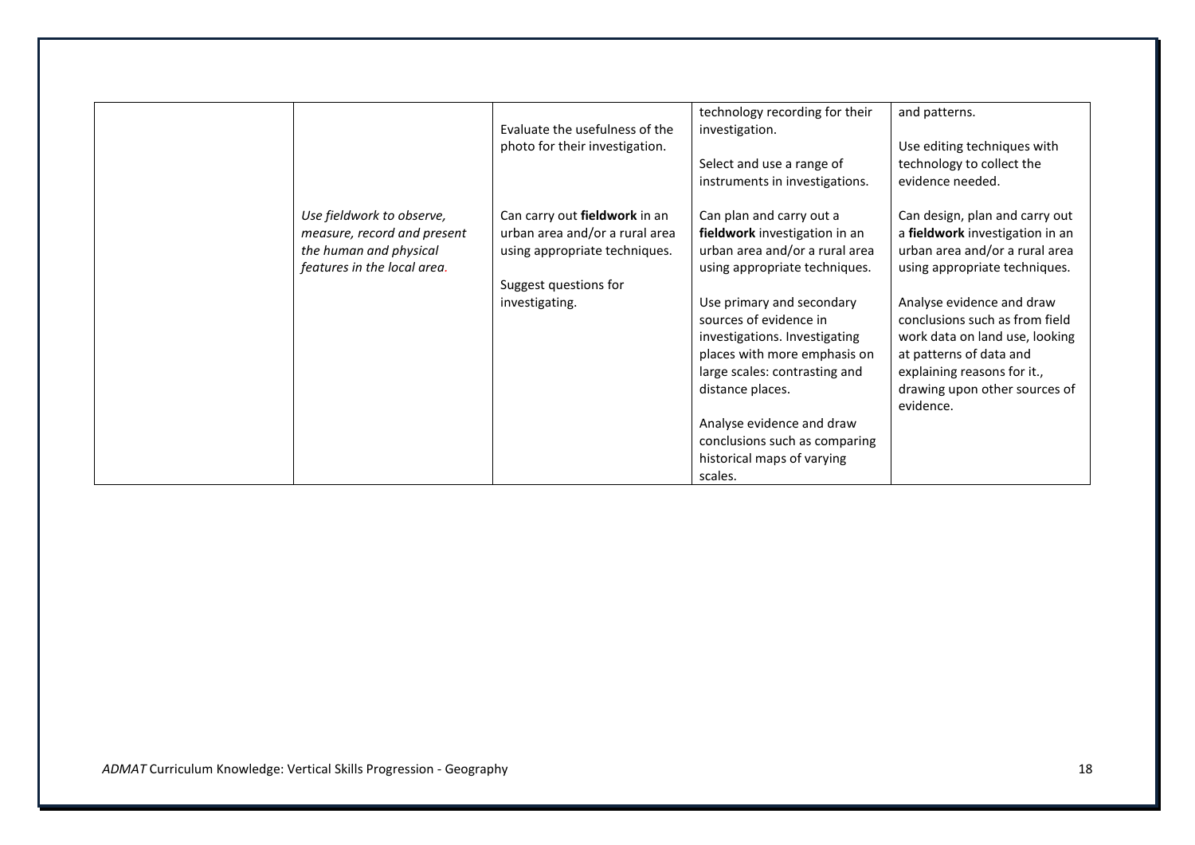| | | | | |
|---|---|---|---|---|
| | | Evaluate the usefulness of the photo for their investigation. | technology recording for their investigation.<br><br>Select and use a range of instruments in investigations. | and patterns.<br><br>Use editing techniques with technology to collect the evidence needed. |
| | *Use fieldwork to observe, measure, record and present the human and physical features in the local area.* | Can carry out **fieldwork** in an urban area and/or a rural area using appropriate techniques.<br><br>Suggest questions for investigating. | Can plan and carry out a **fieldwork** investigation in an urban area and/or a rural area using appropriate techniques.<br><br>Use primary and secondary sources of evidence in investigations. Investigating places with more emphasis on large scales: contrasting and distance places.<br><br>Analyse evidence and draw conclusions such as comparing historical maps of varying scales. | Can design, plan and carry out a **fieldwork** investigation in an urban area and/or a rural area using appropriate techniques.<br><br>Analyse evidence and draw conclusions such as from field work data on land use, looking at patterns of data and explaining reasons for it., drawing upon other sources of evidence. |